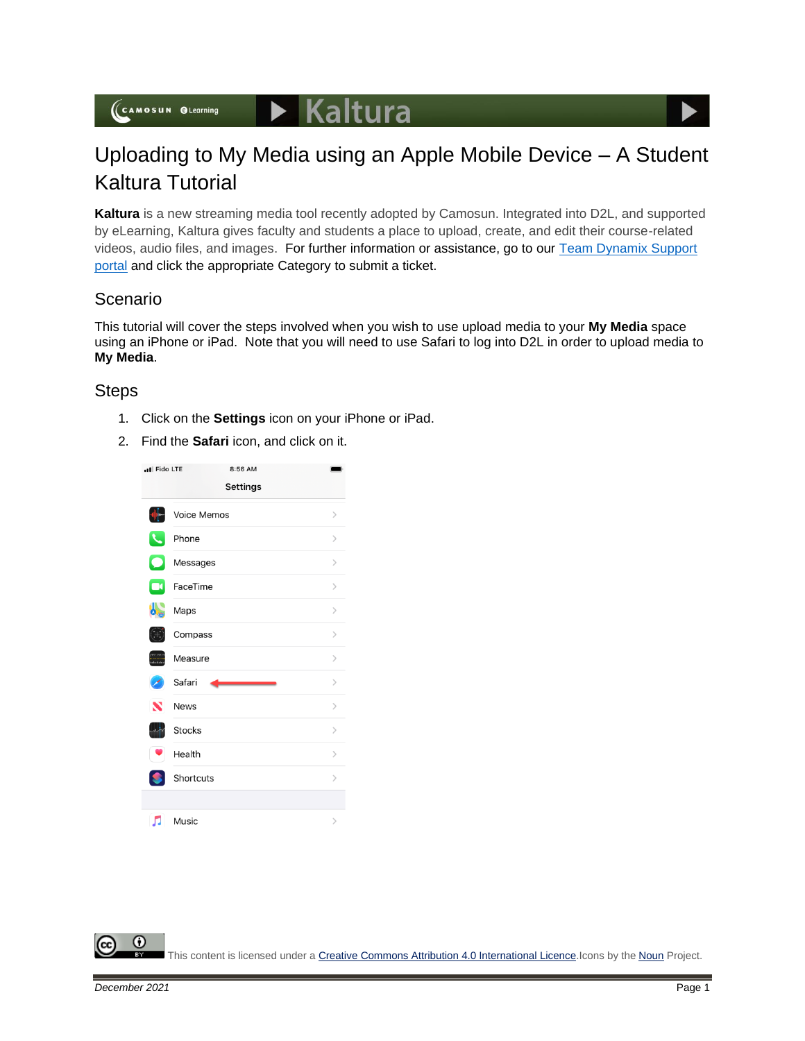# Uploading to My Media using an Apple Mobile Device – A Student Kaltura Tutorial

**Kaltura** is a new streaming media tool recently adopted by Camosun. Integrated into D2L, and supported by eLearning, Kaltura gives faculty and students a place to upload, create, and edit their course-related videos, audio files, and images. For further information or assistance, go to our [Team Dynamix Support portal]() and click the appropriate Category to submit a ticket.

## Scenario

This tutorial will cover the steps involved when you wish to use upload media to your **My Media** space using an iPhone or iPad. Note that you will need to use Safari to log into D2L in order to upload media to **My Media**.

## Steps

1. Click on the **Settings** icon on your iPhone or iPad.
2. Find the **Safari** icon, and click on it.

This content is licensed under a [Creative Commons Attribution 4.0 International Licence](). Icons by the [Noun]() Project.

*December 2021*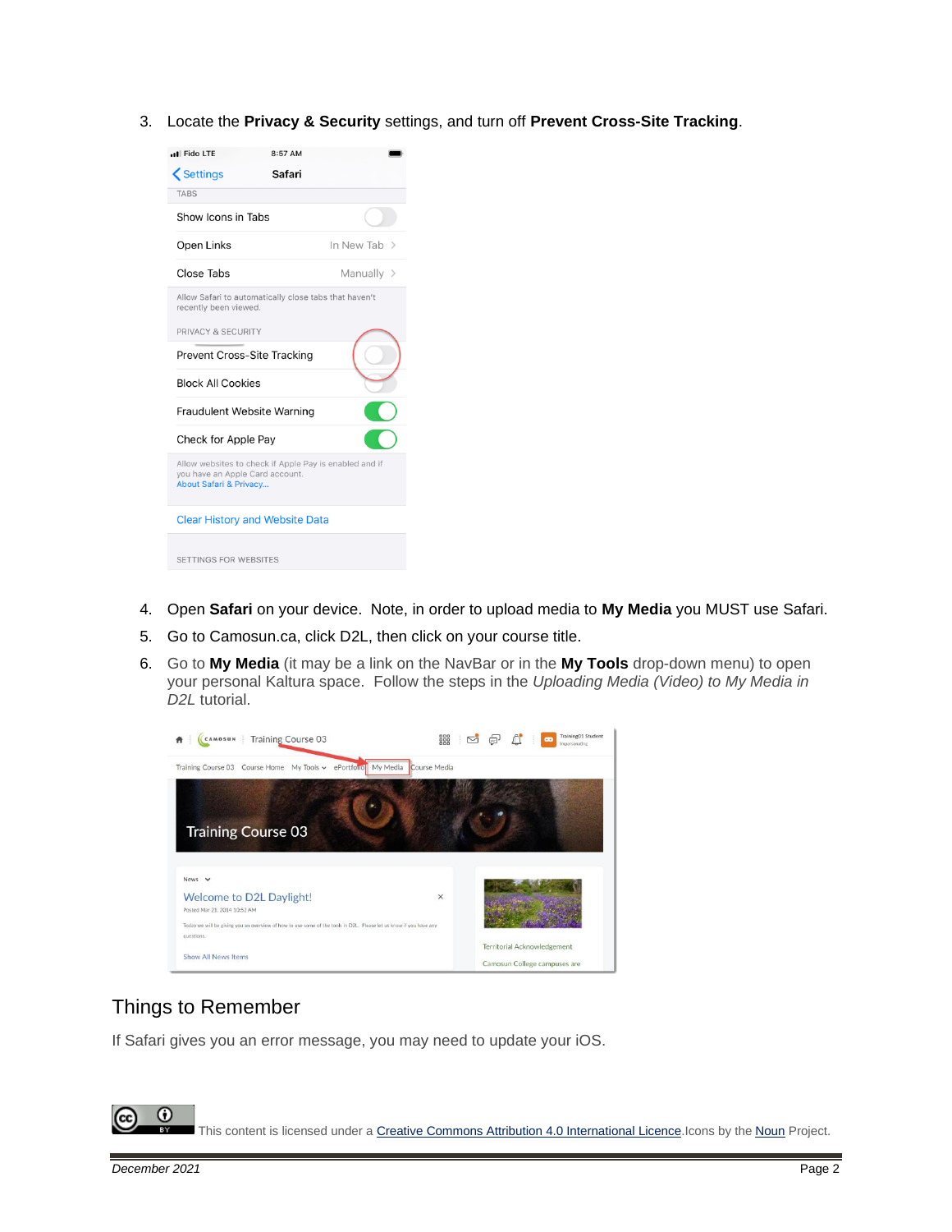3. Locate the **Privacy & Security** settings, and turn off **Prevent Cross-Site Tracking**.

4. Open **Safari** on your device. Note, in order to upload media to **My Media** you MUST use Safari.
5. Go to Camosun.ca, click D2L, then click on your course title.
6. Go to **My Media** (it may be a link on the NavBar or in the **My Tools** drop-down menu) to open your personal Kaltura space. Follow the steps in the *Uploading Media (Video) to My Media in D2L* tutorial.

## Things to Remember

If Safari gives you an error message, you may need to update your iOS.

This content is licensed under a Creative Commons Attribution 4.0 International Licence. Icons by the Noun Project.

*December 2021*